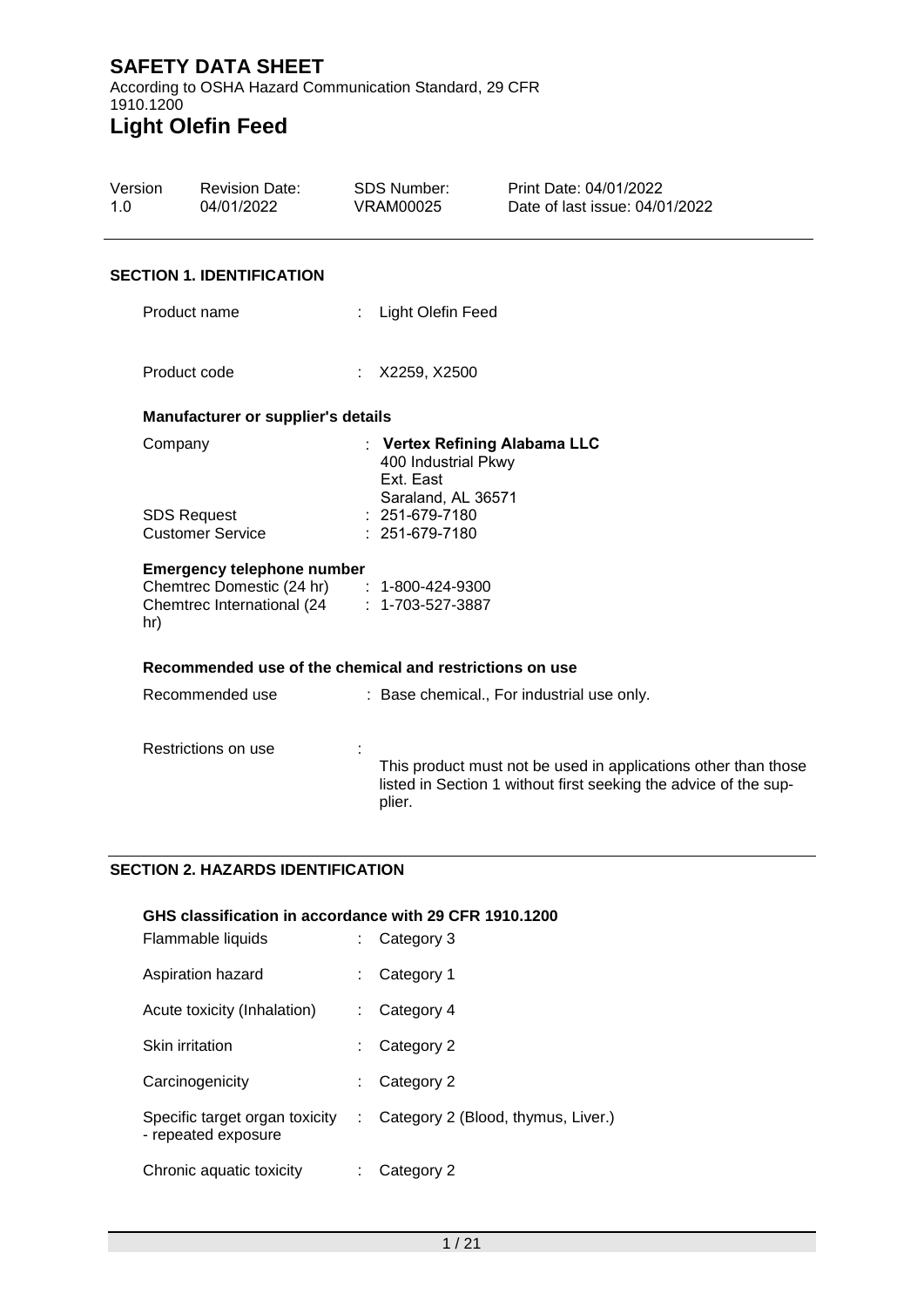# SAFETY DATA SHEET

According to OSHA Hazard Communication Standard, 29 CFR 1910.1200

# Light Olefin Feed

| Version | Revision Date: | SDS Number: | Print Date: 04/01/2022 |
|---|---|---|---|
| 1.0 | 04/01/2022 | VRAM00025 | Date of last issue: 04/01/2022 |

## SECTION 1. IDENTIFICATION

Product name : Light Olefin Feed

Product code : X2259, X2500

### Manufacturer or supplier's details

Company : **Vertex Refining Alabama LLC**
400 Industrial Pkwy
Ext. East
Saraland, AL 36571

SDS Request : 251-679-7180

Customer Service : 251-679-7180

### Emergency telephone number

Chemtrec Domestic (24 hr) : 1-800-424-9300

Chemtrec International (24 hr) : 1-703-527-3887

### Recommended use of the chemical and restrictions on use

Recommended use : Base chemical., For industrial use only.

Restrictions on use : This product must not be used in applications other than those listed in Section 1 without first seeking the advice of the supplier.

## SECTION 2. HAZARDS IDENTIFICATION

### GHS classification in accordance with 29 CFR 1910.1200

Flammable liquids : Category 3

Aspiration hazard : Category 1

Acute toxicity (Inhalation) : Category 4

Skin irritation : Category 2

Carcinogenicity : Category 2

Specific target organ toxicity - repeated exposure : Category 2 (Blood, thymus, Liver.)

Chronic aquatic toxicity : Category 2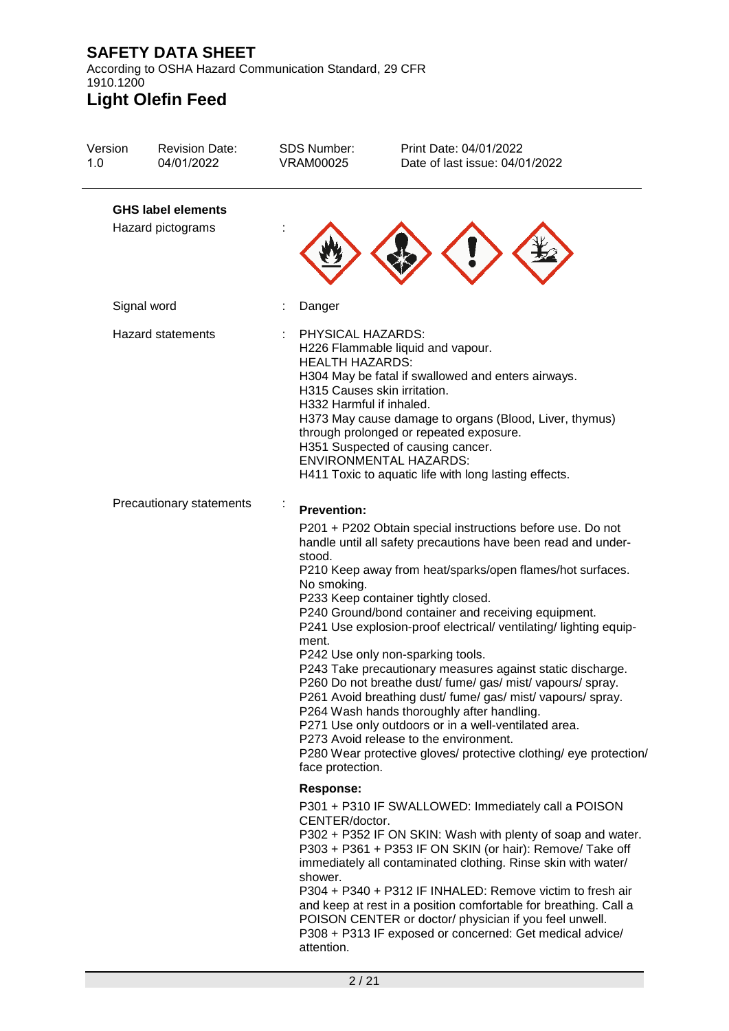**GHS label elements**

Hazard pictograms :

Signal word : Danger

Hazard statements : PHYSICAL HAZARDS:
H226 Flammable liquid and vapour.
HEALTH HAZARDS:
H304 May be fatal if swallowed and enters airways.
H315 Causes skin irritation.
H332 Harmful if inhaled.
H373 May cause damage to organs (Blood, Liver, thymus) through prolonged or repeated exposure.
H351 Suspected of causing cancer.
ENVIRONMENTAL HAZARDS:
H411 Toxic to aquatic life with long lasting effects.

Precautionary statements :

**Prevention:**

P201 + P202 Obtain special instructions before use. Do not handle until all safety precautions have been read and understood.
P210 Keep away from heat/sparks/open flames/hot surfaces. No smoking.
P233 Keep container tightly closed.
P240 Ground/bond container and receiving equipment.
P241 Use explosion-proof electrical/ ventilating/ lighting equipment.
P242 Use only non-sparking tools.
P243 Take precautionary measures against static discharge.
P260 Do not breathe dust/ fume/ gas/ mist/ vapours/ spray.
P261 Avoid breathing dust/ fume/ gas/ mist/ vapours/ spray.
P264 Wash hands thoroughly after handling.
P271 Use only outdoors or in a well-ventilated area.
P273 Avoid release to the environment.
P280 Wear protective gloves/ protective clothing/ eye protection/ face protection.

**Response:**

P301 + P310 IF SWALLOWED: Immediately call a POISON CENTER/doctor.
P302 + P352 IF ON SKIN: Wash with plenty of soap and water.
P303 + P361 + P353 IF ON SKIN (or hair): Remove/ Take off immediately all contaminated clothing. Rinse skin with water/ shower.
P304 + P340 + P312 IF INHALED: Remove victim to fresh air and keep at rest in a position comfortable for breathing. Call a POISON CENTER or doctor/ physician if you feel unwell.
P308 + P313 IF exposed or concerned: Get medical advice/ attention.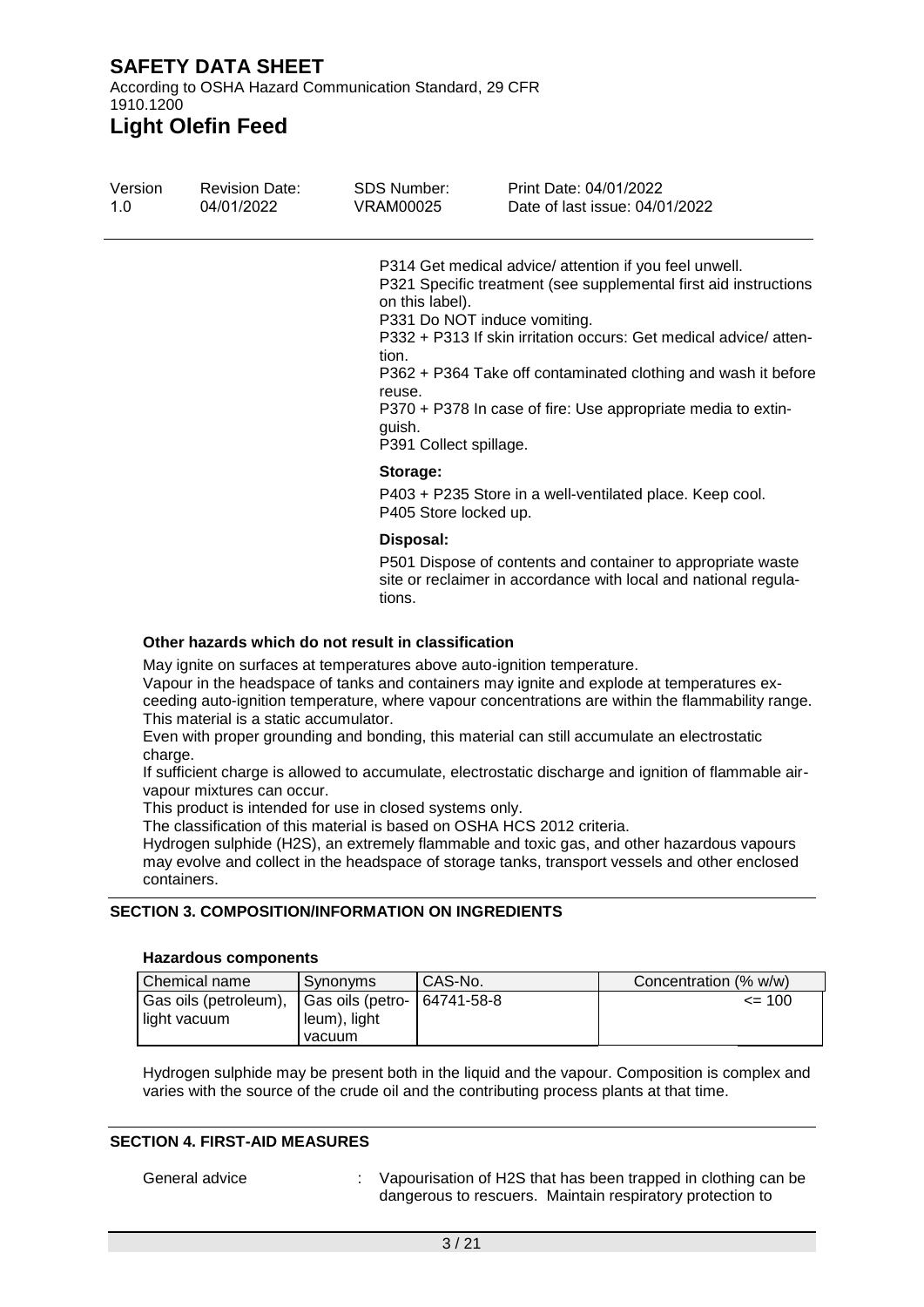P314 Get medical advice/ attention if you feel unwell.
P321 Specific treatment (see supplemental first aid instructions on this label).
P331 Do NOT induce vomiting.
P332 + P313 If skin irritation occurs: Get medical advice/ attention.
P362 + P364 Take off contaminated clothing and wash it before reuse.
P370 + P378 In case of fire: Use appropriate media to extinguish.
P391 Collect spillage.

**Storage:**

P403 + P235 Store in a well-ventilated place. Keep cool.
P405 Store locked up.

**Disposal:**

P501 Dispose of contents and container to appropriate waste site or reclaimer in accordance with local and national regulations.

**Other hazards which do not result in classification**

May ignite on surfaces at temperatures above auto-ignition temperature.
Vapour in the headspace of tanks and containers may ignite and explode at temperatures exceeding auto-ignition temperature, where vapour concentrations are within the flammability range.
This material is a static accumulator.
Even with proper grounding and bonding, this material can still accumulate an electrostatic charge.
If sufficient charge is allowed to accumulate, electrostatic discharge and ignition of flammable air-vapour mixtures can occur.
This product is intended for use in closed systems only.
The classification of this material is based on OSHA HCS 2012 criteria.
Hydrogen sulphide ($H_2S$), an extremely flammable and toxic gas, and other hazardous vapours may evolve and collect in the headspace of storage tanks, transport vessels and other enclosed containers.

## SECTION 3. COMPOSITION/INFORMATION ON INGREDIENTS

**Hazardous components**

| Chemical name | Synonyms | CAS-No. | Concentration (% w/w) |
|---|---|---|---|
| Gas oils (petroleum), light vacuum | Gas oils (petroleum), light vacuum | 64741-58-8 | <= 100 |

Hydrogen sulphide may be present both in the liquid and the vapour. Composition is complex and varies with the source of the crude oil and the contributing process plants at that time.

## SECTION 4. FIRST-AID MEASURES

General advice : Vapourisation of $H_2S$ that has been trapped in clothing can be dangerous to rescuers. Maintain respiratory protection to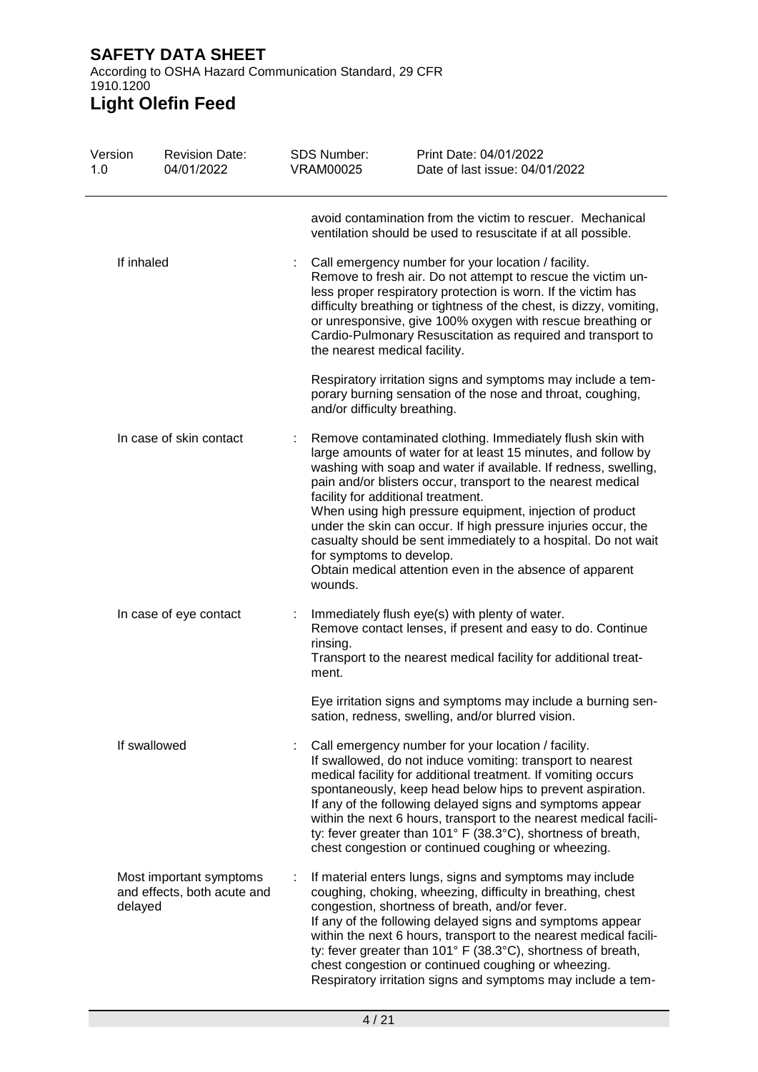avoid contamination from the victim to rescuer. Mechanical ventilation should be used to resuscitate if at all possible.

| | | |
|---|---|---|
| If inhaled | : | Call emergency number for your location / facility. Remove to fresh air. Do not attempt to rescue the victim unless proper respiratory protection is worn. If the victim has difficulty breathing or tightness of the chest, is dizzy, vomiting, or unresponsive, give 100% oxygen with rescue breathing or Cardio-Pulmonary Resuscitation as required and transport to the nearest medical facility.<br><br>Respiratory irritation signs and symptoms may include a temporary burning sensation of the nose and throat, coughing, and/or difficulty breathing. |
| In case of skin contact | : | Remove contaminated clothing. Immediately flush skin with large amounts of water for at least 15 minutes, and follow by washing with soap and water if available. If redness, swelling, pain and/or blisters occur, transport to the nearest medical facility for additional treatment.<br>When using high pressure equipment, injection of product under the skin can occur. If high pressure injuries occur, the casualty should be sent immediately to a hospital. Do not wait for symptoms to develop.<br>Obtain medical attention even in the absence of apparent wounds. |
| In case of eye contact | : | Immediately flush eye(s) with plenty of water.<br>Remove contact lenses, if present and easy to do. Continue rinsing.<br>Transport to the nearest medical facility for additional treatment.<br><br>Eye irritation signs and symptoms may include a burning sensation, redness, swelling, and/or blurred vision. |
| If swallowed | : | Call emergency number for your location / facility.<br>If swallowed, do not induce vomiting: transport to nearest medical facility for additional treatment. If vomiting occurs spontaneously, keep head below hips to prevent aspiration. If any of the following delayed signs and symptoms appear within the next 6 hours, transport to the nearest medical facility: fever greater than 101° F (38.3°C), shortness of breath, chest congestion or continued coughing or wheezing. |
| Most important symptoms and effects, both acute and delayed | : | If material enters lungs, signs and symptoms may include coughing, choking, wheezing, difficulty in breathing, chest congestion, shortness of breath, and/or fever.<br>If any of the following delayed signs and symptoms appear within the next 6 hours, transport to the nearest medical facility: fever greater than 101° F (38.3°C), shortness of breath, chest congestion or continued coughing or wheezing.<br>Respiratory irritation signs and symptoms may include a tem- |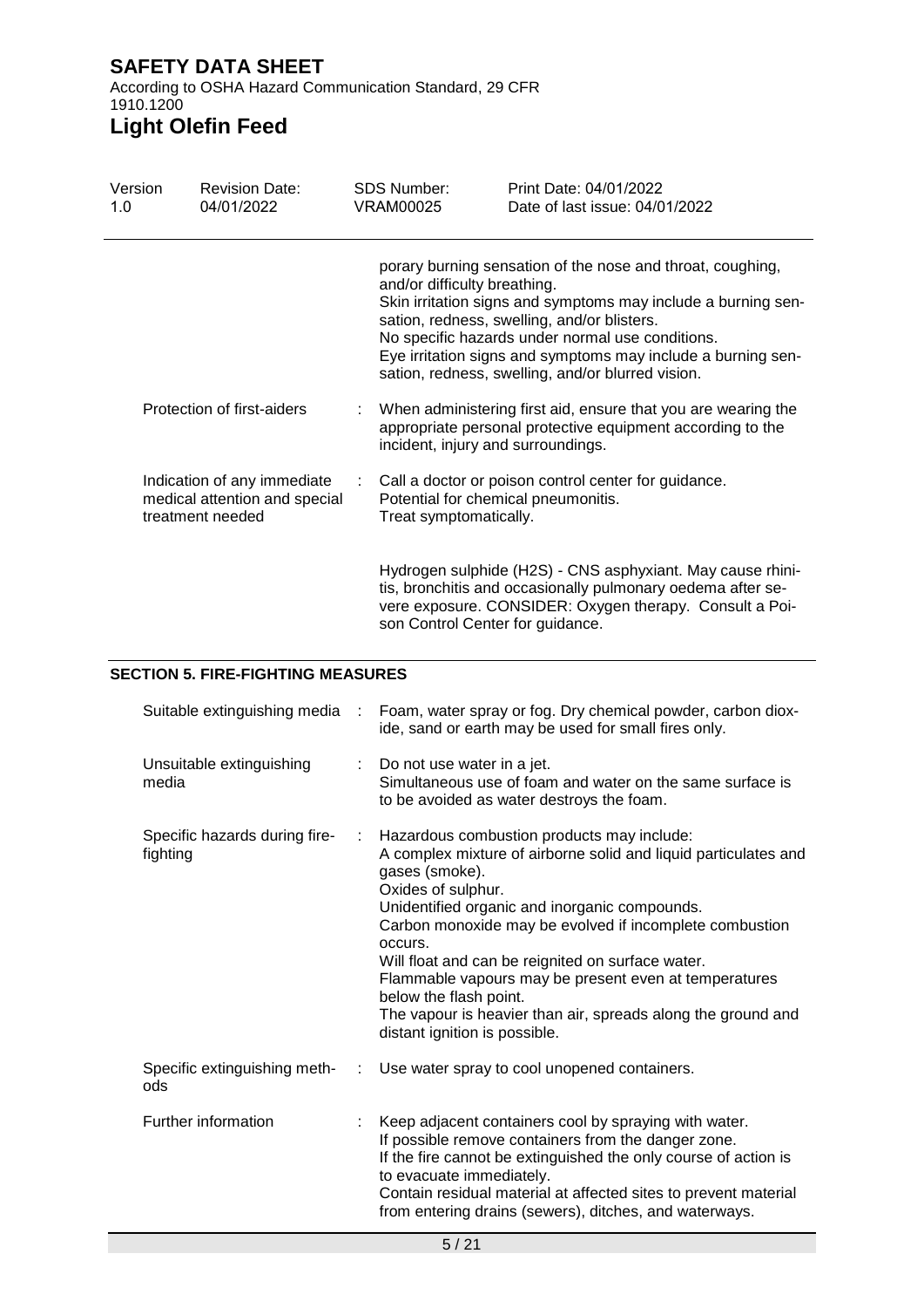porary burning sensation of the nose and throat, coughing, and/or difficulty breathing.
Skin irritation signs and symptoms may include a burning sensation, redness, swelling, and/or blisters.
No specific hazards under normal use conditions.
Eye irritation signs and symptoms may include a burning sensation, redness, swelling, and/or blurred vision.

| | | |
|---|---|---|
| Protection of first-aiders | : | When administering first aid, ensure that you are wearing the appropriate personal protective equipment according to the incident, injury and surroundings. |
| Indication of any immediate medical attention and special treatment needed | : | Call a doctor or poison control center for guidance.<br>Potential for chemical pneumonitis.<br>Treat symptomatically.<br><br>Hydrogen sulphide (H2S) - CNS asphyxiant. May cause rhinitis, bronchitis and occasionally pulmonary oedema after severe exposure. CONSIDER: Oxygen therapy. Consult a Poison Control Center for guidance. |

## SECTION 5. FIRE-FIGHTING MEASURES

| | | |
|---|---|---|
| Suitable extinguishing media | : | Foam, water spray or fog. Dry chemical powder, carbon dioxide, sand or earth may be used for small fires only. |
| Unsuitable extinguishing media | : | Do not use water in a jet.<br>Simultaneous use of foam and water on the same surface is to be avoided as water destroys the foam. |
| Specific hazards during fire-fighting | : | Hazardous combustion products may include:<br>A complex mixture of airborne solid and liquid particulates and gases (smoke).<br>Oxides of sulphur.<br>Unidentified organic and inorganic compounds.<br>Carbon monoxide may be evolved if incomplete combustion occurs.<br>Will float and can be reignited on surface water.<br>Flammable vapours may be present even at temperatures below the flash point.<br>The vapour is heavier than air, spreads along the ground and distant ignition is possible. |
| Specific extinguishing methods | : | Use water spray to cool unopened containers. |
| Further information | : | Keep adjacent containers cool by spraying with water.<br>If possible remove containers from the danger zone.<br>If the fire cannot be extinguished the only course of action is to evacuate immediately.<br>Contain residual material at affected sites to prevent material from entering drains (sewers), ditches, and waterways. |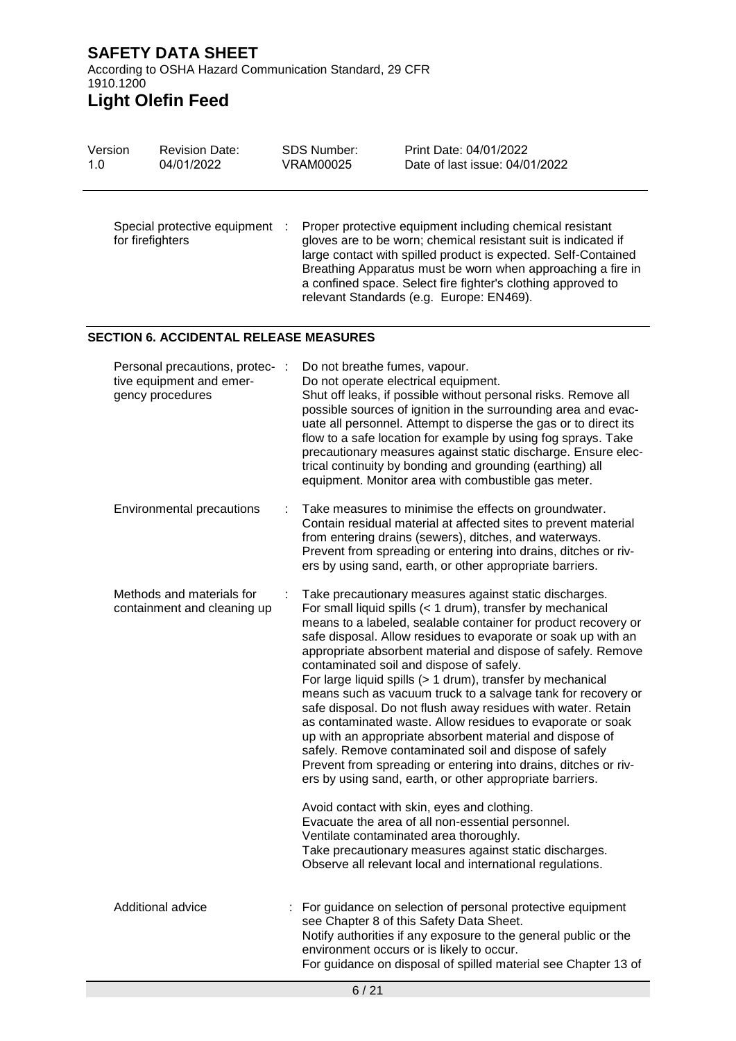| | |
|---|---|
| Special protective equipment for firefighters | : Proper protective equipment including chemical resistant gloves are to be worn; chemical resistant suit is indicated if large contact with spilled product is expected. Self-Contained Breathing Apparatus must be worn when approaching a fire in a confined space. Select fire fighter's clothing approved to relevant Standards (e.g. Europe: EN469). |

## SECTION 6. ACCIDENTAL RELEASE MEASURES

| | |
|---|---|
| Personal precautions, protective equipment and emergency procedures | : Do not breathe fumes, vapour.<br>Do not operate electrical equipment.<br>Shut off leaks, if possible without personal risks. Remove all possible sources of ignition in the surrounding area and evacuate all personnel. Attempt to disperse the gas or to direct its flow to a safe location for example by using fog sprays. Take precautionary measures against static discharge. Ensure electrical continuity by bonding and grounding (earthing) all equipment. Monitor area with combustible gas meter. |
| Environmental precautions | : Take measures to minimise the effects on groundwater.<br>Contain residual material at affected sites to prevent material from entering drains (sewers), ditches, and waterways.<br>Prevent from spreading or entering into drains, ditches or rivers by using sand, earth, or other appropriate barriers. |
| Methods and materials for containment and cleaning up | : Take precautionary measures against static discharges.<br>For small liquid spills (< 1 drum), transfer by mechanical means to a labeled, sealable container for product recovery or safe disposal. Allow residues to evaporate or soak up with an appropriate absorbent material and dispose of safely. Remove contaminated soil and dispose of safely.<br>For large liquid spills (> 1 drum), transfer by mechanical means such as vacuum truck to a salvage tank for recovery or safe disposal. Do not flush away residues with water. Retain as contaminated waste. Allow residues to evaporate or soak up with an appropriate absorbent material and dispose of safely. Remove contaminated soil and dispose of safely<br>Prevent from spreading or entering into drains, ditches or rivers by using sand, earth, or other appropriate barriers.<br><br>Avoid contact with skin, eyes and clothing.<br>Evacuate the area of all non-essential personnel.<br>Ventilate contaminated area thoroughly.<br>Take precautionary measures against static discharges.<br>Observe all relevant local and international regulations. |
| Additional advice | : For guidance on selection of personal protective equipment see Chapter 8 of this Safety Data Sheet.<br>Notify authorities if any exposure to the general public or the environment occurs or is likely to occur.<br>For guidance on disposal of spilled material see Chapter 13 of |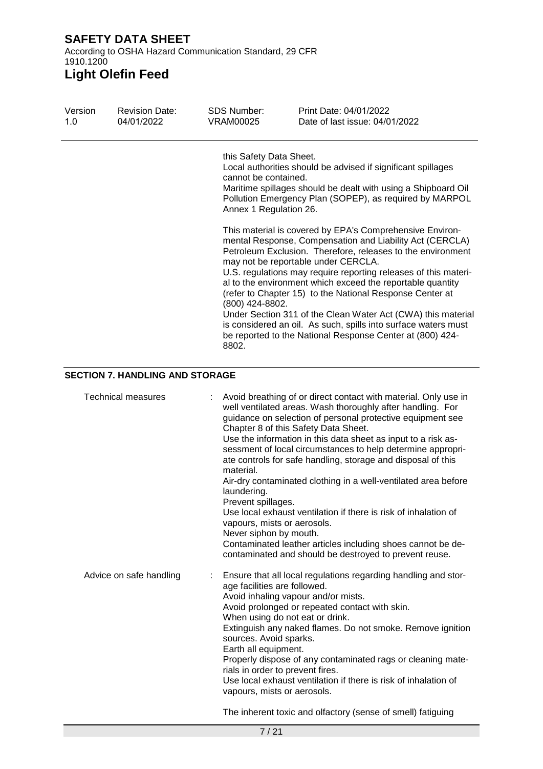this Safety Data Sheet.
Local authorities should be advised if significant spillages cannot be contained.
Maritime spillages should be dealt with using a Shipboard Oil Pollution Emergency Plan (SOPEP), as required by MARPOL Annex 1 Regulation 26.

This material is covered by EPA's Comprehensive Environmental Response, Compensation and Liability Act (CERCLA) Petroleum Exclusion. Therefore, releases to the environment may not be reportable under CERCLA.
U.S. regulations may require reporting releases of this material to the environment which exceed the reportable quantity (refer to Chapter 15) to the National Response Center at (800) 424-8802.
Under Section 311 of the Clean Water Act (CWA) this material is considered an oil. As such, spills into surface waters must be reported to the National Response Center at (800) 424-8802.

## SECTION 7. HANDLING AND STORAGE

Technical measures : Avoid breathing of or direct contact with material. Only use in well ventilated areas. Wash thoroughly after handling. For guidance on selection of personal protective equipment see Chapter 8 of this Safety Data Sheet.
Use the information in this data sheet as input to a risk assessment of local circumstances to help determine appropriate controls for safe handling, storage and disposal of this material.
Air-dry contaminated clothing in a well-ventilated area before laundering.
Prevent spillages.
Use local exhaust ventilation if there is risk of inhalation of vapours, mists or aerosols.
Never siphon by mouth.
Contaminated leather articles including shoes cannot be decontaminated and should be destroyed to prevent reuse.

Advice on safe handling : Ensure that all local regulations regarding handling and storage facilities are followed.
Avoid inhaling vapour and/or mists.
Avoid prolonged or repeated contact with skin.
When using do not eat or drink.
Extinguish any naked flames. Do not smoke. Remove ignition sources. Avoid sparks.
Earth all equipment.
Properly dispose of any contaminated rags or cleaning materials in order to prevent fires.
Use local exhaust ventilation if there is risk of inhalation of vapours, mists or aerosols.

The inherent toxic and olfactory (sense of smell) fatiguing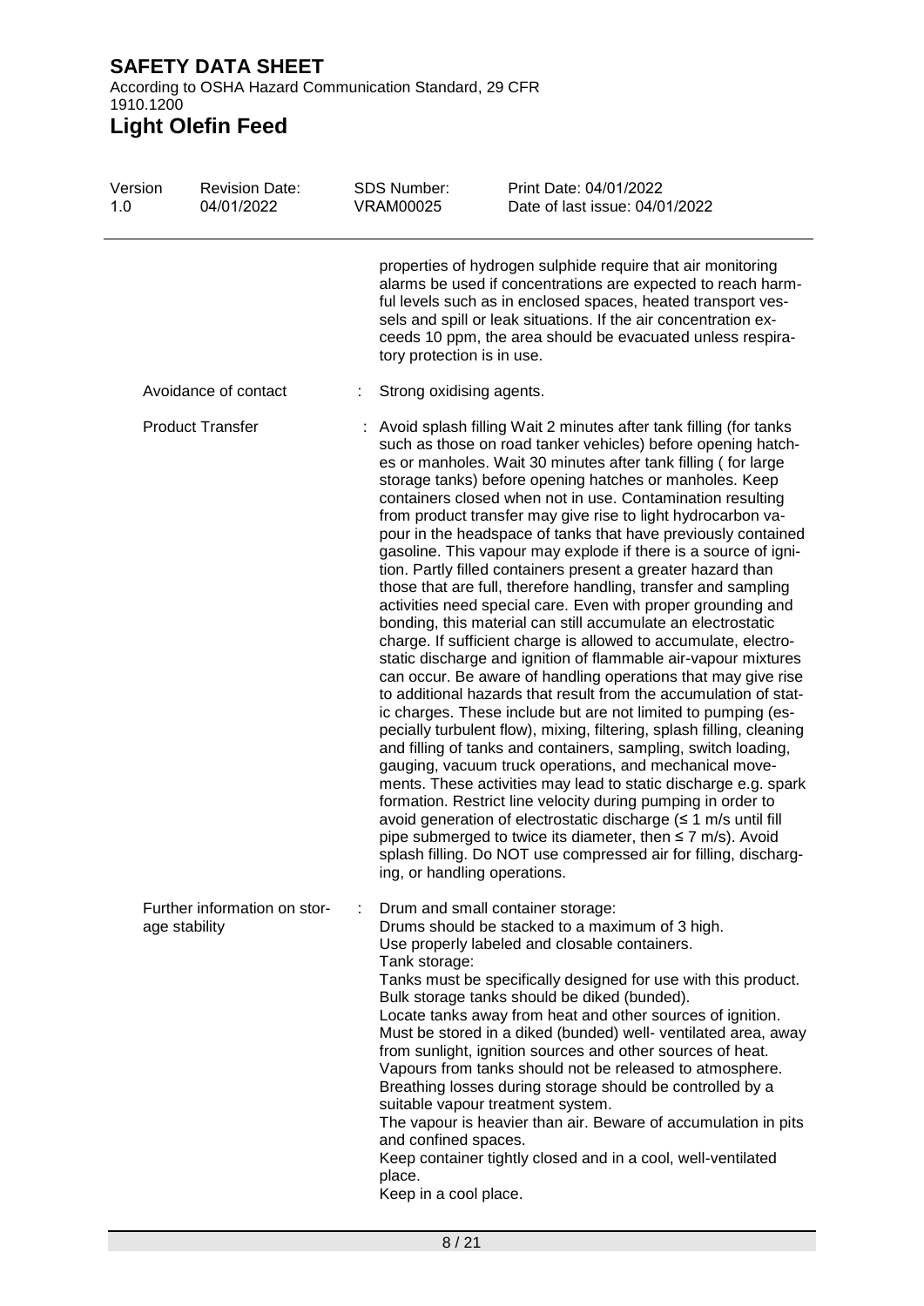properties of hydrogen sulphide require that air monitoring alarms be used if concentrations are expected to reach harmful levels such as in enclosed spaces, heated transport vessels and spill or leak situations. If the air concentration exceeds 10 ppm, the area should be evacuated unless respiratory protection is in use.

| | | |
|---|---|---|
| Avoidance of contact | : | Strong oxidising agents. |
| Product Transfer | : | Avoid splash filling Wait 2 minutes after tank filling (for tanks such as those on road tanker vehicles) before opening hatches or manholes. Wait 30 minutes after tank filling ( for large storage tanks) before opening hatches or manholes. Keep containers closed when not in use. Contamination resulting from product transfer may give rise to light hydrocarbon vapour in the headspace of tanks that have previously contained gasoline. This vapour may explode if there is a source of ignition. Partly filled containers present a greater hazard than those that are full, therefore handling, transfer and sampling activities need special care. Even with proper grounding and bonding, this material can still accumulate an electrostatic charge. If sufficient charge is allowed to accumulate, electrostatic discharge and ignition of flammable air-vapour mixtures can occur. Be aware of handling operations that may give rise to additional hazards that result from the accumulation of static charges. These include but are not limited to pumping (especially turbulent flow), mixing, filtering, splash filling, cleaning and filling of tanks and containers, sampling, switch loading, gauging, vacuum truck operations, and mechanical movements. These activities may lead to static discharge e.g. spark formation. Restrict line velocity during pumping in order to avoid generation of electrostatic discharge (≤ 1 m/s until fill pipe submerged to twice its diameter, then ≤ 7 m/s). Avoid splash filling. Do NOT use compressed air for filling, discharging, or handling operations. |
| Further information on storage stability | : | Drum and small container storage:<br>Drums should be stacked to a maximum of 3 high.<br>Use properly labeled and closable containers.<br>Tank storage:<br>Tanks must be specifically designed for use with this product.<br>Bulk storage tanks should be diked (bunded).<br>Locate tanks away from heat and other sources of ignition.<br>Must be stored in a diked (bunded) well- ventilated area, away from sunlight, ignition sources and other sources of heat.<br>Vapours from tanks should not be released to atmosphere.<br>Breathing losses during storage should be controlled by a suitable vapour treatment system.<br>The vapour is heavier than air. Beware of accumulation in pits and confined spaces.<br>Keep container tightly closed and in a cool, well-ventilated place.<br>Keep in a cool place. |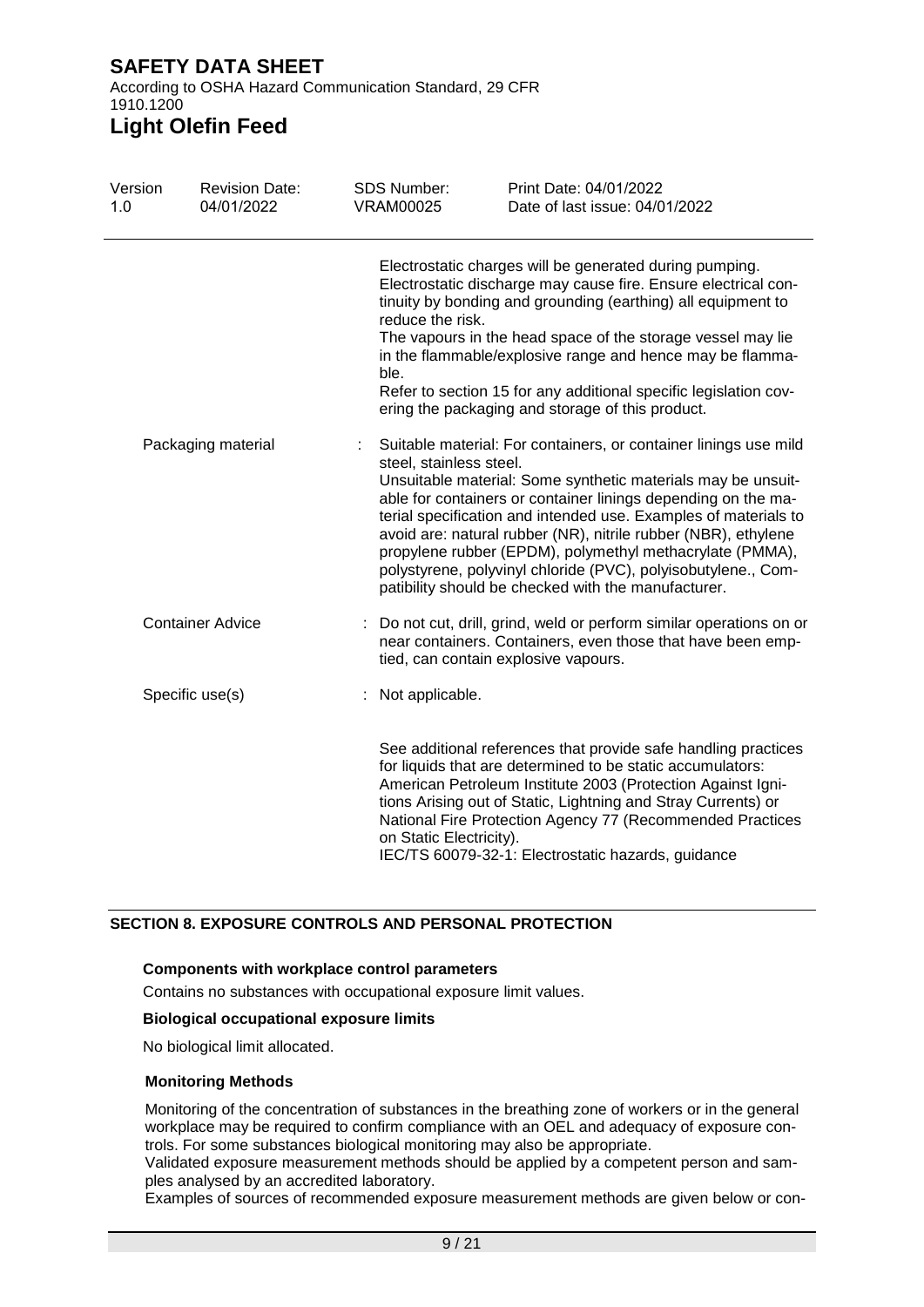Electrostatic charges will be generated during pumping. Electrostatic discharge may cause fire. Ensure electrical continuity by bonding and grounding (earthing) all equipment to reduce the risk.
The vapours in the head space of the storage vessel may lie in the flammable/explosive range and hence may be flammable.
Refer to section 15 for any additional specific legislation covering the packaging and storage of this product.

Packaging material : Suitable material: For containers, or container linings use mild steel, stainless steel.
Unsuitable material: Some synthetic materials may be unsuitable for containers or container linings depending on the material specification and intended use. Examples of materials to avoid are: natural rubber (NR), nitrile rubber (NBR), ethylene propylene rubber (EPDM), polymethyl methacrylate (PMMA), polystyrene, polyvinyl chloride (PVC), polyisobutylene., Compatibility should be checked with the manufacturer.

Container Advice : Do not cut, drill, grind, weld or perform similar operations on or near containers. Containers, even those that have been emptied, can contain explosive vapours.

Specific use(s) : Not applicable.

See additional references that provide safe handling practices for liquids that are determined to be static accumulators: American Petroleum Institute 2003 (Protection Against Ignitions Arising out of Static, Lightning and Stray Currents) or National Fire Protection Agency 77 (Recommended Practices on Static Electricity).
IEC/TS 60079-32-1: Electrostatic hazards, guidance

## SECTION 8. EXPOSURE CONTROLS AND PERSONAL PROTECTION

**Components with workplace control parameters**

Contains no substances with occupational exposure limit values.

**Biological occupational exposure limits**

No biological limit allocated.

**Monitoring Methods**

Monitoring of the concentration of substances in the breathing zone of workers or in the general workplace may be required to confirm compliance with an OEL and adequacy of exposure controls. For some substances biological monitoring may also be appropriate.
Validated exposure measurement methods should be applied by a competent person and samples analysed by an accredited laboratory.
Examples of sources of recommended exposure measurement methods are given below or con-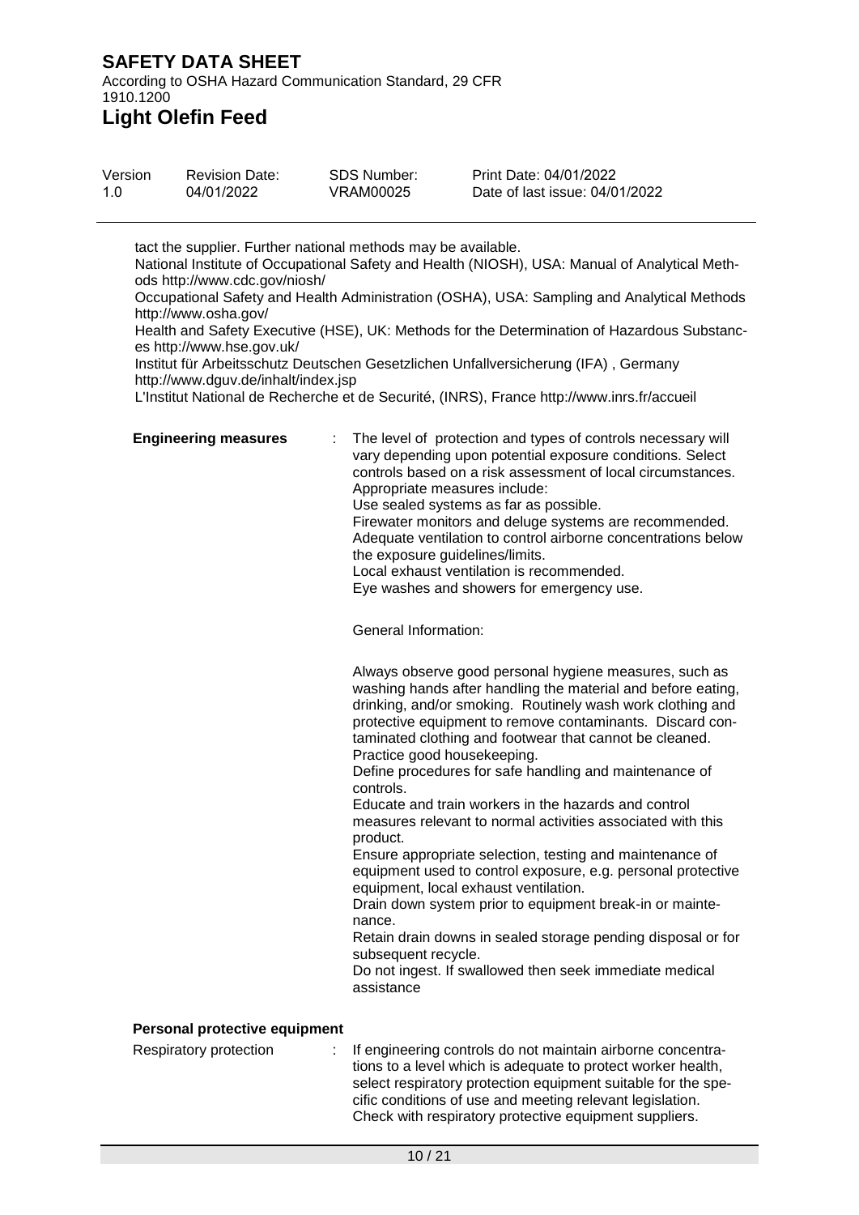tact the supplier. Further national methods may be available.
National Institute of Occupational Safety and Health (NIOSH), USA: Manual of Analytical Methods http://www.cdc.gov/niosh/
Occupational Safety and Health Administration (OSHA), USA: Sampling and Analytical Methods http://www.osha.gov/
Health and Safety Executive (HSE), UK: Methods for the Determination of Hazardous Substances http://www.hse.gov.uk/
Institut für Arbeitsschutz Deutschen Gesetzlichen Unfallversicherung (IFA) , Germany http://www.dguv.de/inhalt/index.jsp
L'Institut National de Recherche et de Securité, (INRS), France http://www.inrs.fr/accueil

**Engineering measures** : The level of protection and types of controls necessary will vary depending upon potential exposure conditions. Select controls based on a risk assessment of local circumstances.
Appropriate measures include:
Use sealed systems as far as possible.
Firewater monitors and deluge systems are recommended.
Adequate ventilation to control airborne concentrations below the exposure guidelines/limits.
Local exhaust ventilation is recommended.
Eye washes and showers for emergency use.

General Information:

Always observe good personal hygiene measures, such as washing hands after handling the material and before eating, drinking, and/or smoking. Routinely wash work clothing and protective equipment to remove contaminants. Discard contaminated clothing and footwear that cannot be cleaned.
Practice good housekeeping.
Define procedures for safe handling and maintenance of controls.
Educate and train workers in the hazards and control measures relevant to normal activities associated with this product.
Ensure appropriate selection, testing and maintenance of equipment used to control exposure, e.g. personal protective equipment, local exhaust ventilation.
Drain down system prior to equipment break-in or maintenance.
Retain drain downs in sealed storage pending disposal or for subsequent recycle.
Do not ingest. If swallowed then seek immediate medical assistance

**Personal protective equipment**

Respiratory protection : If engineering controls do not maintain airborne concentrations to a level which is adequate to protect worker health, select respiratory protection equipment suitable for the specific conditions of use and meeting relevant legislation.
Check with respiratory protective equipment suppliers.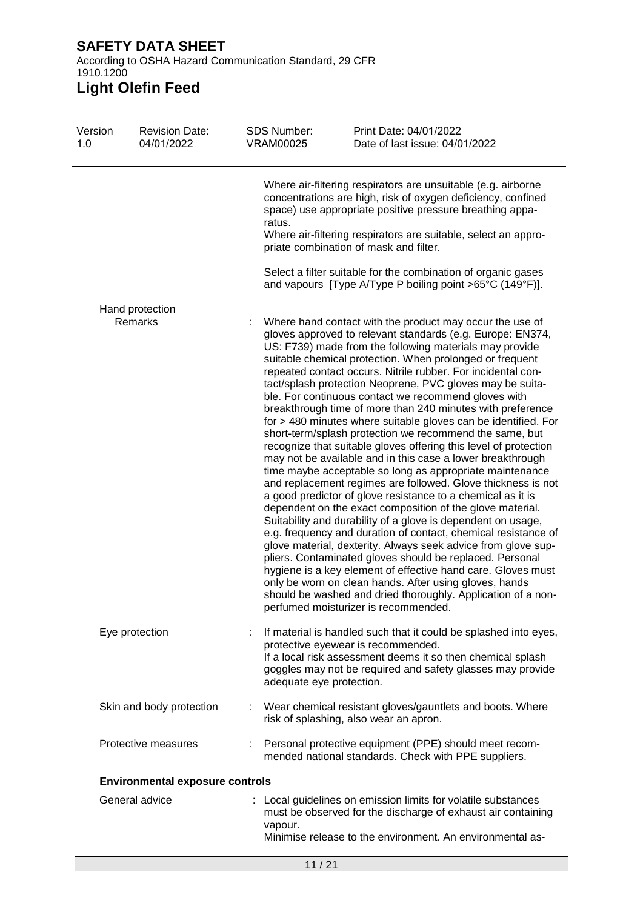Where air-filtering respirators are unsuitable (e.g. airborne concentrations are high, risk of oxygen deficiency, confined space) use appropriate positive pressure breathing apparatus.
Where air-filtering respirators are suitable, select an appropriate combination of mask and filter.

Select a filter suitable for the combination of organic gases and vapours [Type A/Type P boiling point >65°C (149°F)].

Hand protection

Remarks : Where hand contact with the product may occur the use of gloves approved to relevant standards (e.g. Europe: EN374, US: F739) made from the following materials may provide suitable chemical protection. When prolonged or frequent repeated contact occurs. Nitrile rubber. For incidental contact/splash protection Neoprene, PVC gloves may be suitable. For continuous contact we recommend gloves with breakthrough time of more than 240 minutes with preference for > 480 minutes where suitable gloves can be identified. For short-term/splash protection we recommend the same, but recognize that suitable gloves offering this level of protection may not be available and in this case a lower breakthrough time maybe acceptable so long as appropriate maintenance and replacement regimes are followed. Glove thickness is not a good predictor of glove resistance to a chemical as it is dependent on the exact composition of the glove material. Suitability and durability of a glove is dependent on usage, e.g. frequency and duration of contact, chemical resistance of glove material, dexterity. Always seek advice from glove suppliers. Contaminated gloves should be replaced. Personal hygiene is a key element of effective hand care. Gloves must only be worn on clean hands. After using gloves, hands should be washed and dried thoroughly. Application of a non-perfumed moisturizer is recommended.

Eye protection : If material is handled such that it could be splashed into eyes, protective eyewear is recommended.
If a local risk assessment deems it so then chemical splash goggles may not be required and safety glasses may provide adequate eye protection.

Skin and body protection : Wear chemical resistant gloves/gauntlets and boots. Where risk of splashing, also wear an apron.

Protective measures : Personal protective equipment (PPE) should meet recommended national standards. Check with PPE suppliers.

**Environmental exposure controls**

General advice : Local guidelines on emission limits for volatile substances must be observed for the discharge of exhaust air containing vapour.
Minimise release to the environment. An environmental as-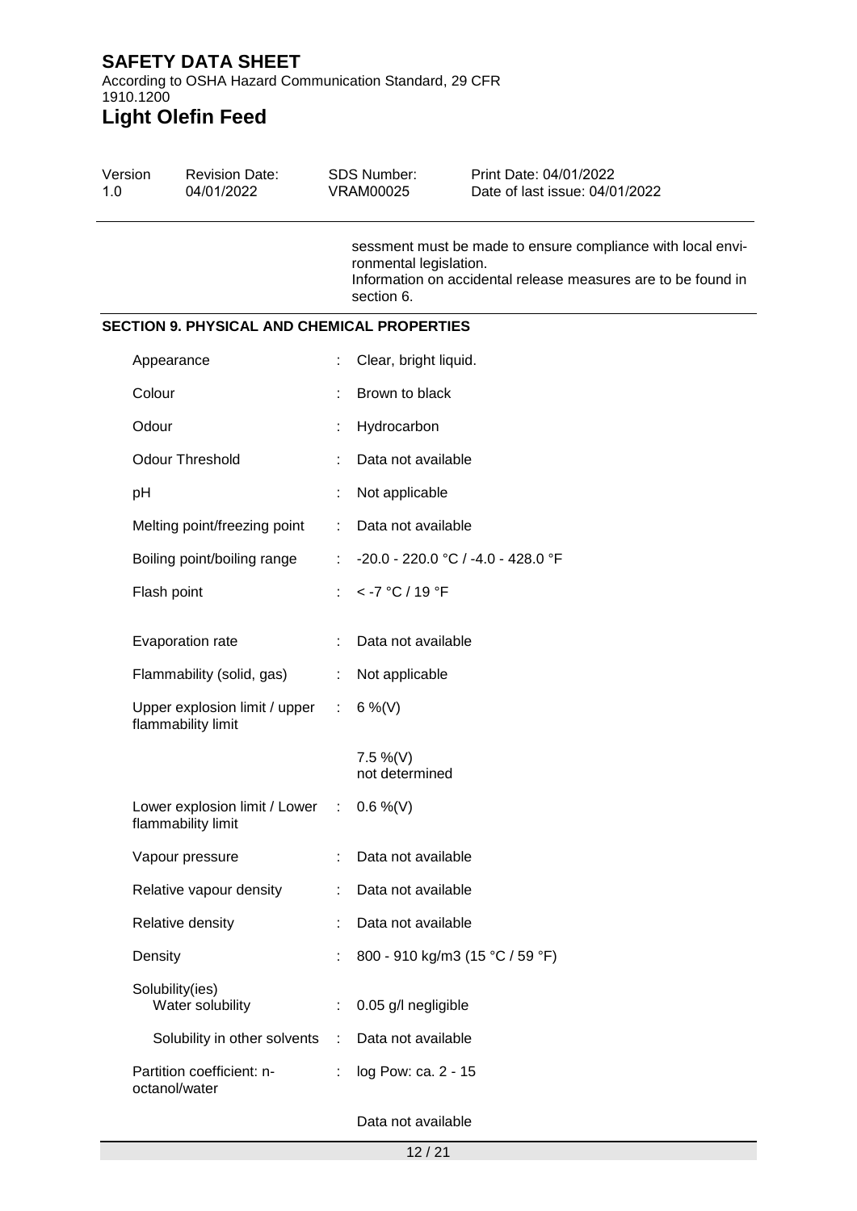sessment must be made to ensure compliance with local environmental legislation.
Information on accidental release measures are to be found in section 6.

## SECTION 9. PHYSICAL AND CHEMICAL PROPERTIES

| | | |
|---|---|---|
| Appearance | : | Clear, bright liquid. |
| Colour | : | Brown to black |
| Odour | : | Hydrocarbon |
| Odour Threshold | : | Data not available |
| pH | : | Not applicable |
| Melting point/freezing point | : | Data not available |
| Boiling point/boiling range | : | -20.0 - 220.0 °C / -4.0 - 428.0 °F |
| Flash point | : | < -7 °C / 19 °F |
| Evaporation rate | : | Data not available |
| Flammability (solid, gas) | : | Not applicable |
| Upper explosion limit / upper flammability limit | : | 6 %(V) |
| | | 7.5 %(V) not determined |
| Lower explosion limit / Lower flammability limit | : | 0.6 %(V) |
| Vapour pressure | : | Data not available |
| Relative vapour density | : | Data not available |
| Relative density | : | Data not available |
| Density | : | 800 - 910 kg/m3 (15 °C / 59 °F) |
| Solubility(ies) Water solubility | : | 0.05 g/l negligible |
| Solubility in other solvents | : | Data not available |
| Partition coefficient: n-octanol/water | : | log Pow: ca. 2 - 15 |
| | | Data not available |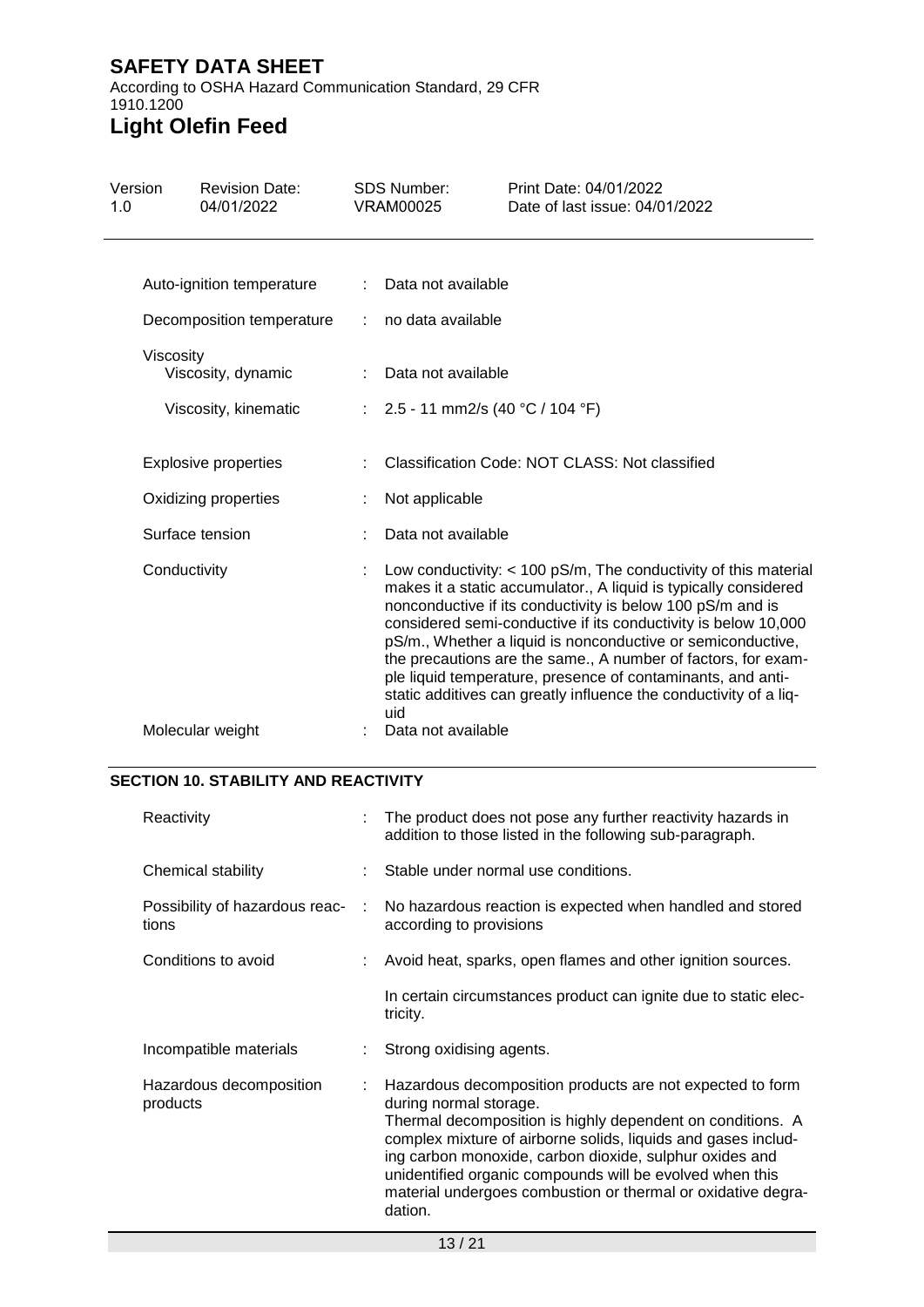| | | |
|---|---|---|
| Auto-ignition temperature | : | Data not available |
| Decomposition temperature | : | no data available |
| Viscosity | | |
| Viscosity, dynamic | : | Data not available |
| Viscosity, kinematic | : | 2.5 - 11 mm2/s (40 °C / 104 °F) |
| Explosive properties | : | Classification Code: NOT CLASS: Not classified |
| Oxidizing properties | : | Not applicable |
| Surface tension | : | Data not available |
| Conductivity | : | Low conductivity: < 100 pS/m, The conductivity of this material makes it a static accumulator., A liquid is typically considered nonconductive if its conductivity is below 100 pS/m and is considered semi-conductive if its conductivity is below 10,000 pS/m., Whether a liquid is nonconductive or semiconductive, the precautions are the same., A number of factors, for example liquid temperature, presence of contaminants, and anti-static additives can greatly influence the conductivity of a liquid |
| Molecular weight | : | Data not available |

## SECTION 10. STABILITY AND REACTIVITY

| | | |
|---|---|---|
| Reactivity | : | The product does not pose any further reactivity hazards in addition to those listed in the following sub-paragraph. |
| Chemical stability | : | Stable under normal use conditions. |
| Possibility of hazardous reactions | : | No hazardous reaction is expected when handled and stored according to provisions |
| Conditions to avoid | : | Avoid heat, sparks, open flames and other ignition sources.<br><br>In certain circumstances product can ignite due to static electricity. |
| Incompatible materials | : | Strong oxidising agents. |
| Hazardous decomposition products | : | Hazardous decomposition products are not expected to form during normal storage.<br>Thermal decomposition is highly dependent on conditions. A complex mixture of airborne solids, liquids and gases including carbon monoxide, carbon dioxide, sulphur oxides and unidentified organic compounds will be evolved when this material undergoes combustion or thermal or oxidative degradation. |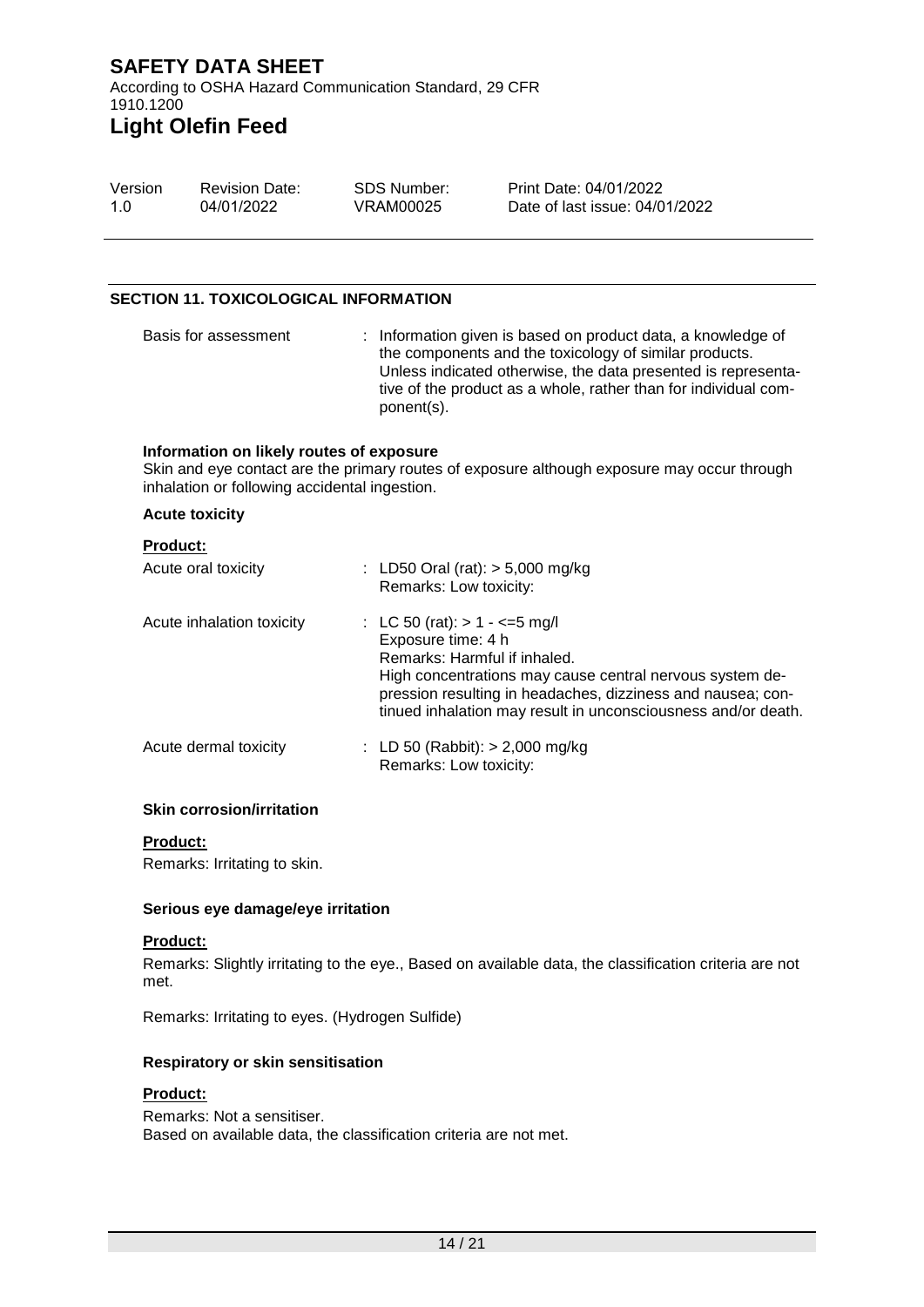## SECTION 11. TOXICOLOGICAL INFORMATION

Basis for assessment : Information given is based on product data, a knowledge of the components and the toxicology of similar products. Unless indicated otherwise, the data presented is representative of the product as a whole, rather than for individual component(s).

**Information on likely routes of exposure**

Skin and eye contact are the primary routes of exposure although exposure may occur through inhalation or following accidental ingestion.

**Acute toxicity**

**Product:**

Acute oral toxicity : LD50 Oral (rat): > 5,000 mg/kg
Remarks: Low toxicity:

Acute inhalation toxicity : LC 50 (rat): > 1 - <=5 mg/l
Exposure time: 4 h
Remarks: Harmful if inhaled.
High concentrations may cause central nervous system depression resulting in headaches, dizziness and nausea; continued inhalation may result in unconsciousness and/or death.

Acute dermal toxicity : LD 50 (Rabbit): > 2,000 mg/kg
Remarks: Low toxicity:

**Skin corrosion/irritation**

**Product:**

Remarks: Irritating to skin.

**Serious eye damage/eye irritation**

**Product:**

Remarks: Slightly irritating to the eye., Based on available data, the classification criteria are not met.

Remarks: Irritating to eyes. (Hydrogen Sulfide)

**Respiratory or skin sensitisation**

**Product:**

Remarks: Not a sensitiser.
Based on available data, the classification criteria are not met.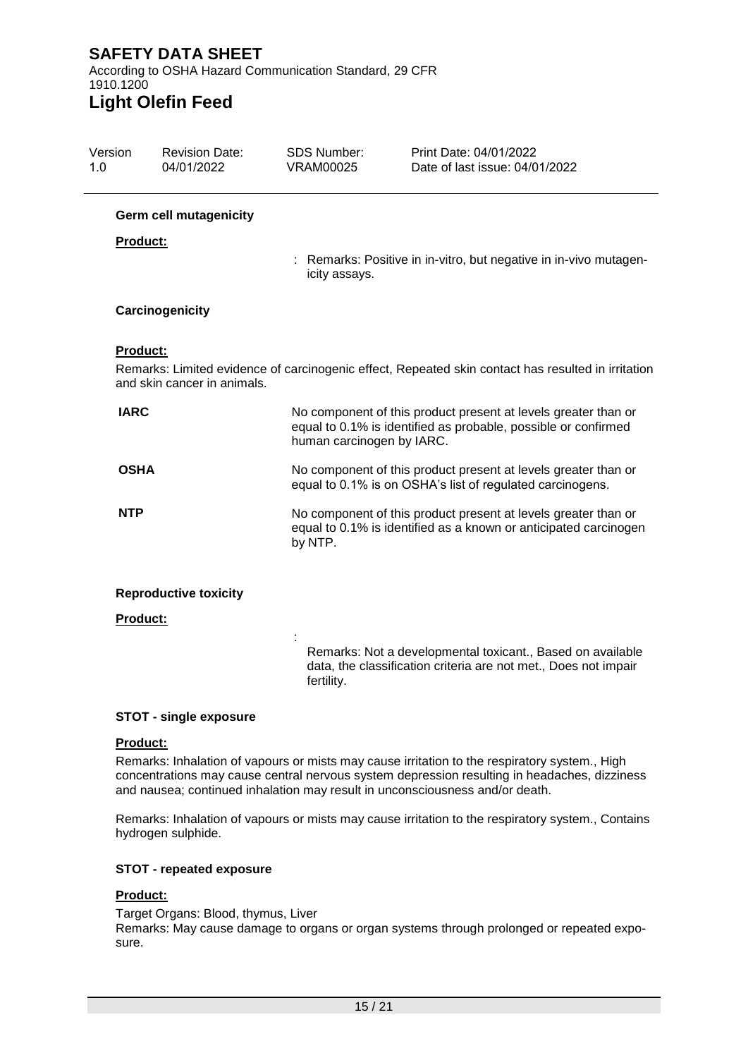#### Germ cell mutagenicity

**Product:**

: Remarks: Positive in in-vitro, but negative in in-vivo mutagenicity assays.

#### Carcinogenicity

**Product:**

Remarks: Limited evidence of carcinogenic effect, Repeated skin contact has resulted in irritation and skin cancer in animals.

| | |
|---|---|
| **IARC** | No component of this product present at levels greater than or equal to 0.1% is identified as probable, possible or confirmed human carcinogen by IARC. |
| **OSHA** | No component of this product present at levels greater than or equal to 0.1% is on OSHA's list of regulated carcinogens. |
| **NTP** | No component of this product present at levels greater than or equal to 0.1% is identified as a known or anticipated carcinogen by NTP. |

#### Reproductive toxicity

**Product:**

: Remarks: Not a developmental toxicant., Based on available data, the classification criteria are not met., Does not impair fertility.

#### STOT - single exposure

**Product:**

Remarks: Inhalation of vapours or mists may cause irritation to the respiratory system., High concentrations may cause central nervous system depression resulting in headaches, dizziness and nausea; continued inhalation may result in unconsciousness and/or death.

Remarks: Inhalation of vapours or mists may cause irritation to the respiratory system., Contains hydrogen sulphide.

#### STOT - repeated exposure

**Product:**

Target Organs: Blood, thymus, Liver
Remarks: May cause damage to organs or organ systems through prolonged or repeated exposure.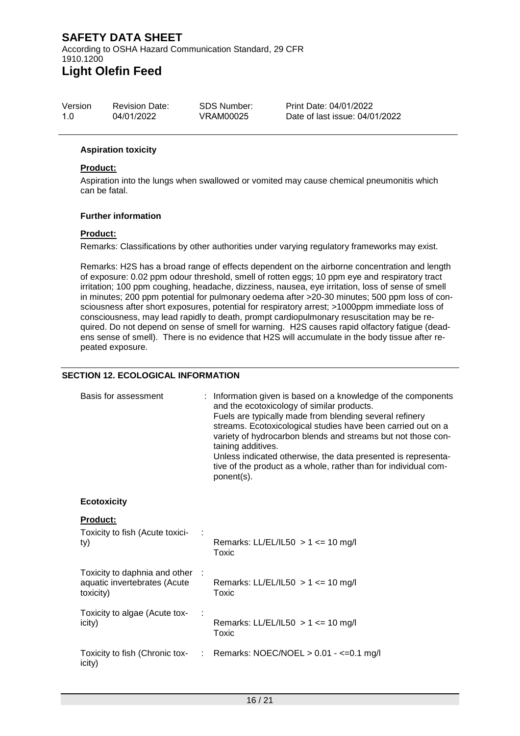#### Aspiration toxicity

**Product:**

Aspiration into the lungs when swallowed or vomited may cause chemical pneumonitis which can be fatal.

#### Further information

**Product:**

Remarks: Classifications by other authorities under varying regulatory frameworks may exist.

Remarks: $H_2S$ has a broad range of effects dependent on the airborne concentration and length of exposure: 0.02 ppm odour threshold, smell of rotten eggs; 10 ppm eye and respiratory tract irritation; 100 ppm coughing, headache, dizziness, nausea, eye irritation, loss of sense of smell in minutes; 200 ppm potential for pulmonary oedema after >20-30 minutes; 500 ppm loss of consciousness after short exposures, potential for respiratory arrest; >1000ppm immediate loss of consciousness, may lead rapidly to death, prompt cardiopulmonary resuscitation may be required. Do not depend on sense of smell for warning. $H_2S$ causes rapid olfactory fatigue (deadens sense of smell). There is no evidence that $H_2S$ will accumulate in the body tissue after repeated exposure.

## SECTION 12. ECOLOGICAL INFORMATION

Basis for assessment : Information given is based on a knowledge of the components and the ecotoxicology of similar products.
Fuels are typically made from blending several refinery streams. Ecotoxicological studies have been carried out on a variety of hydrocarbon blends and streams but not those containing additives.
Unless indicated otherwise, the data presented is representative of the product as a whole, rather than for individual component(s).

#### Ecotoxicity

**Product:**

| | |
|---|---|
| Toxicity to fish (Acute toxicity) | : Remarks: LL/EL/IL50 > 1 <= 10 mg/l Toxic |
| Toxicity to daphnia and other aquatic invertebrates (Acute toxicity) | : Remarks: LL/EL/IL50 > 1 <= 10 mg/l Toxic |
| Toxicity to algae (Acute toxicity) | : Remarks: LL/EL/IL50 > 1 <= 10 mg/l Toxic |
| Toxicity to fish (Chronic toxicity) | : Remarks: NOEC/NOEL > 0.01 - <=0.1 mg/l |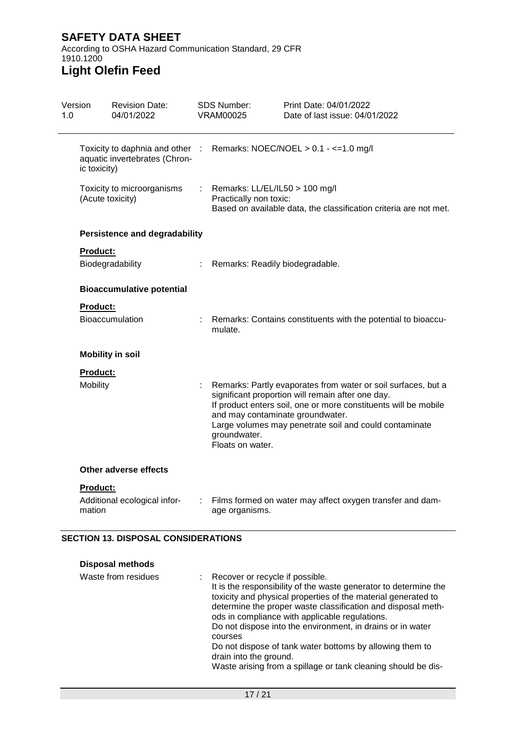Toxicity to daphnia and other aquatic invertebrates (Chronic toxicity) : Remarks: NOEC/NOEL > 0.1 - <=1.0 mg/l

Toxicity to microorganisms (Acute toxicity) : Remarks: LL/EL/IL50 > 100 mg/l
Practically non toxic:
Based on available data, the classification criteria are not met.

**Persistence and degradability**

**Product:**

Biodegradability : Remarks: Readily biodegradable.

**Bioaccumulative potential**

**Product:**

Bioaccumulation : Remarks: Contains constituents with the potential to bioaccumulate.

**Mobility in soil**

**Product:**

Mobility : Remarks: Partly evaporates from water or soil surfaces, but a significant proportion will remain after one day.
If product enters soil, one or more constituents will be mobile and may contaminate groundwater.
Large volumes may penetrate soil and could contaminate groundwater.
Floats on water.

**Other adverse effects**

**Product:**

Additional ecological information : Films formed on water may affect oxygen transfer and damage organisms.

## SECTION 13. DISPOSAL CONSIDERATIONS

**Disposal methods**

Waste from residues : Recover or recycle if possible.
It is the responsibility of the waste generator to determine the toxicity and physical properties of the material generated to determine the proper waste classification and disposal methods in compliance with applicable regulations.
Do not dispose into the environment, in drains or in water courses
Do not dispose of tank water bottoms by allowing them to drain into the ground.
Waste arising from a spillage or tank cleaning should be dis-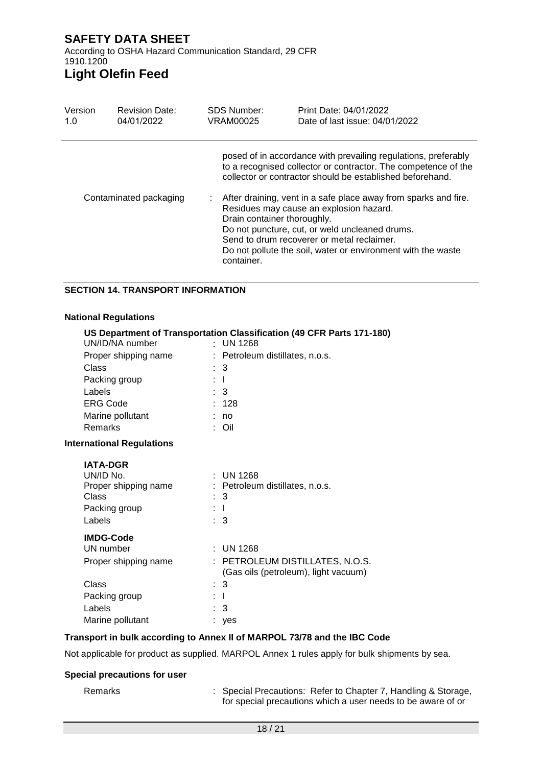posed of in accordance with prevailing regulations, preferably to a recognised collector or contractor. The competence of the collector or contractor should be established beforehand.

Contaminated packaging : After draining, vent in a safe place away from sparks and fire. Residues may cause an explosion hazard. Drain container thoroughly. Do not puncture, cut, or weld uncleaned drums. Send to drum recoverer or metal reclaimer. Do not pollute the soil, water or environment with the waste container.

## SECTION 14. TRANSPORT INFORMATION

### National Regulations

**US Department of Transportation Classification (49 CFR Parts 171-180)**

| | |
|---|---|
| UN/ID/NA number | : UN 1268 |
| Proper shipping name | : Petroleum distillates, n.o.s. |
| Class | : 3 |
| Packing group | : I |
| Labels | : 3 |
| ERG Code | : 128 |
| Marine pollutant | : no |
| Remarks | : Oil |

### International Regulations

**IATA-DGR**

| | |
|---|---|
| UN/ID No. | : UN 1268 |
| Proper shipping name | : Petroleum distillates, n.o.s. |
| Class | : 3 |
| Packing group | : I |
| Labels | : 3 |

**IMDG-Code**

| | |
|---|---|
| UN number | : UN 1268 |
| Proper shipping name | : PETROLEUM DISTILLATES, N.O.S. (Gas oils (petroleum), light vacuum) |
| Class | : 3 |
| Packing group | : I |
| Labels | : 3 |
| Marine pollutant | : yes |

**Transport in bulk according to Annex II of MARPOL 73/78 and the IBC Code**

Not applicable for product as supplied. MARPOL Annex 1 rules apply for bulk shipments by sea.

**Special precautions for user**

Remarks : Special Precautions: Refer to Chapter 7, Handling & Storage, for special precautions which a user needs to be aware of or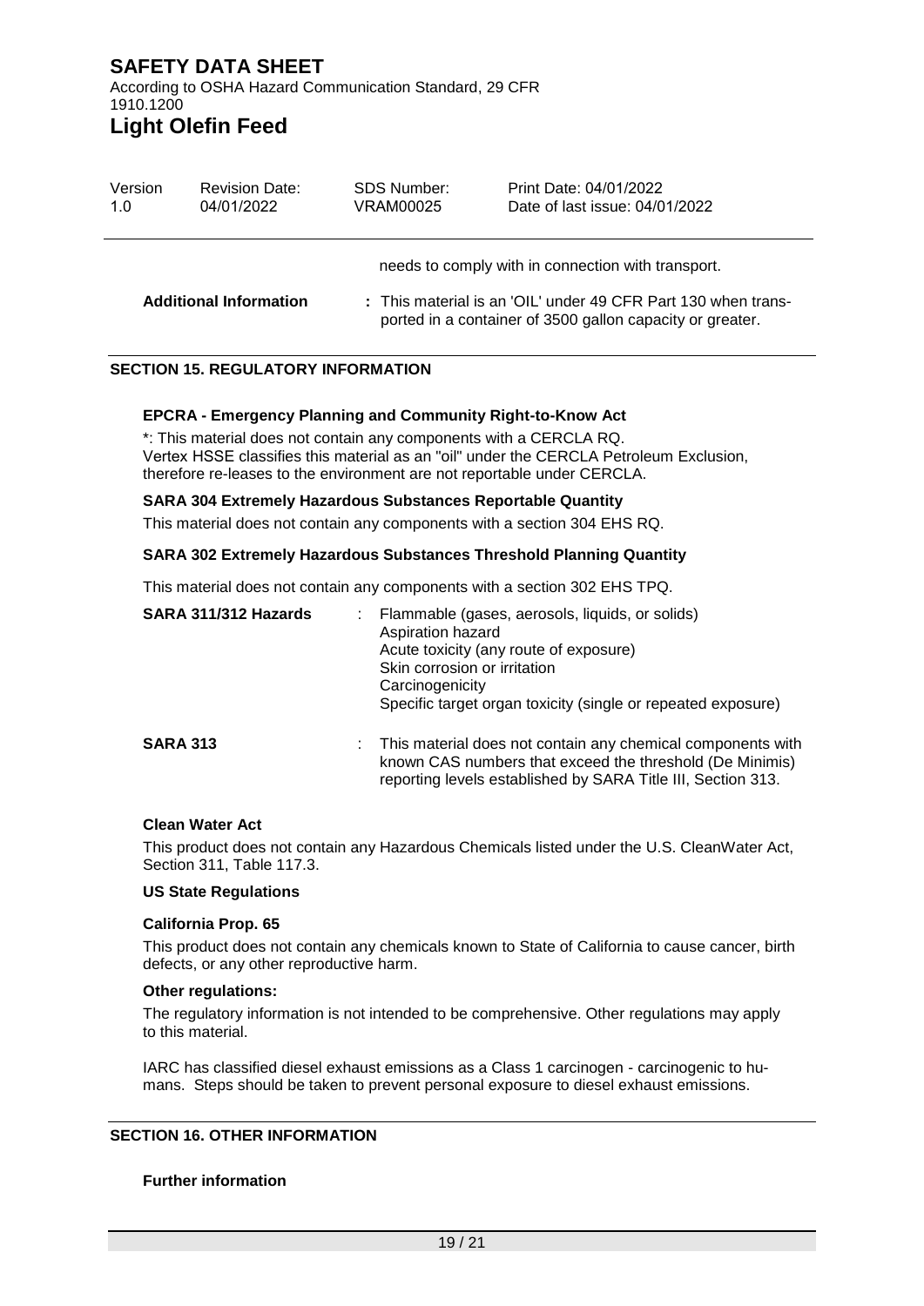needs to comply with in connection with transport.

**Additional Information** : This material is an 'OIL' under 49 CFR Part 130 when transported in a container of 3500 gallon capacity or greater.

## SECTION 15. REGULATORY INFORMATION

**EPCRA - Emergency Planning and Community Right-to-Know Act**

*: This material does not contain any components with a CERCLA RQ.
Vertex HSSE classifies this material as an "oil" under the CERCLA Petroleum Exclusion, therefore re-leases to the environment are not reportable under CERCLA.

**SARA 304 Extremely Hazardous Substances Reportable Quantity**

This material does not contain any components with a section 304 EHS RQ.

**SARA 302 Extremely Hazardous Substances Threshold Planning Quantity**

This material does not contain any components with a section 302 EHS TPQ.

**SARA 311/312 Hazards** : Flammable (gases, aerosols, liquids, or solids)
Aspiration hazard
Acute toxicity (any route of exposure)
Skin corrosion or irritation
Carcinogenicity
Specific target organ toxicity (single or repeated exposure)

**SARA 313** : This material does not contain any chemical components with known CAS numbers that exceed the threshold (De Minimis) reporting levels established by SARA Title III, Section 313.

**Clean Water Act**

This product does not contain any Hazardous Chemicals listed under the U.S. CleanWater Act, Section 311, Table 117.3.

**US State Regulations**

**California Prop. 65**

This product does not contain any chemicals known to State of California to cause cancer, birth defects, or any other reproductive harm.

**Other regulations:**

The regulatory information is not intended to be comprehensive. Other regulations may apply to this material.

IARC has classified diesel exhaust emissions as a Class 1 carcinogen - carcinogenic to humans. Steps should be taken to prevent personal exposure to diesel exhaust emissions.

## SECTION 16. OTHER INFORMATION

**Further information**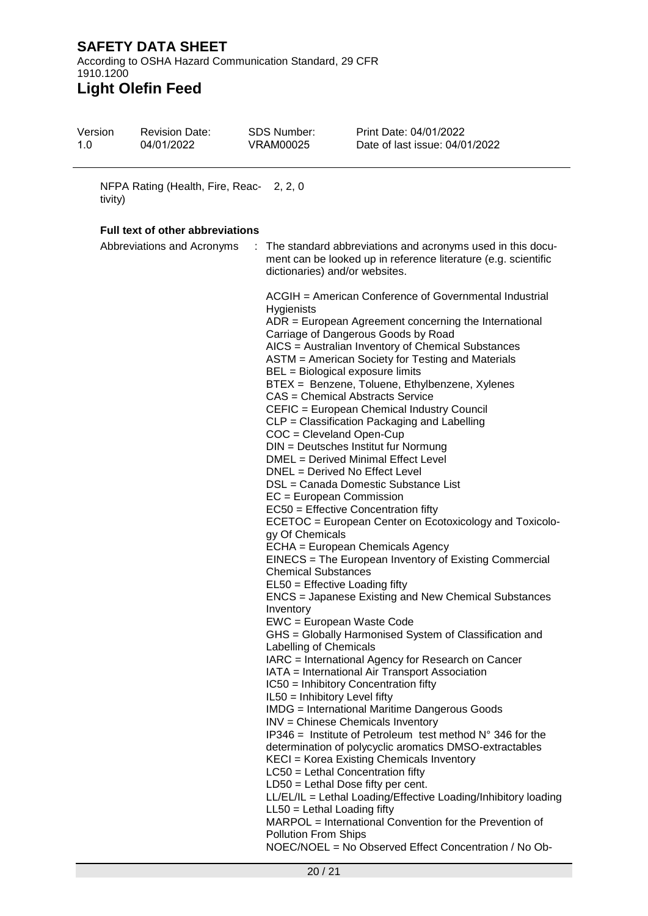NFPA Rating (Health, Fire, Reactivity) 2, 2, 0

**Full text of other abbreviations**

Abbreviations and Acronyms : The standard abbreviations and acronyms used in this document can be looked up in reference literature (e.g. scientific dictionaries) and/or websites.

ACGIH = American Conference of Governmental Industrial Hygienists
ADR = European Agreement concerning the International Carriage of Dangerous Goods by Road
AICS = Australian Inventory of Chemical Substances
ASTM = American Society for Testing and Materials
BEL = Biological exposure limits
BTEX = Benzene, Toluene, Ethylbenzene, Xylenes
CAS = Chemical Abstracts Service
CEFIC = European Chemical Industry Council
CLP = Classification Packaging and Labelling
COC = Cleveland Open-Cup
DIN = Deutsches Institut fur Normung
DMEL = Derived Minimal Effect Level
DNEL = Derived No Effect Level
DSL = Canada Domestic Substance List
EC = European Commission
EC50 = Effective Concentration fifty
ECETOC = European Center on Ecotoxicology and Toxicology Of Chemicals
ECHA = European Chemicals Agency
EINECS = The European Inventory of Existing Commercial Chemical Substances
EL50 = Effective Loading fifty
ENCS = Japanese Existing and New Chemical Substances Inventory
EWC = European Waste Code
GHS = Globally Harmonised System of Classification and Labelling of Chemicals
IARC = International Agency for Research on Cancer
IATA = International Air Transport Association
IC50 = Inhibitory Concentration fifty
IL50 = Inhibitory Level fifty
IMDG = International Maritime Dangerous Goods
INV = Chinese Chemicals Inventory
IP346 = Institute of Petroleum test method N° 346 for the determination of polycyclic aromatics DMSO-extractables
KECI = Korea Existing Chemicals Inventory
LC50 = Lethal Concentration fifty
LD50 = Lethal Dose fifty per cent.
LL/EL/IL = Lethal Loading/Effective Loading/Inhibitory loading
LL50 = Lethal Loading fifty
MARPOL = International Convention for the Prevention of Pollution From Ships
NOEC/NOEL = No Observed Effect Concentration / No Ob-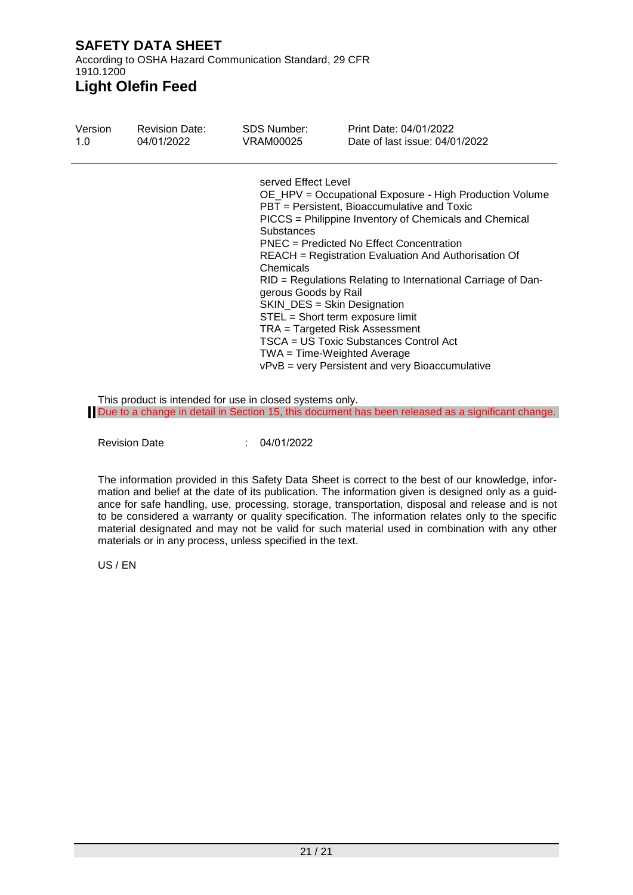served Effect Level
OE_HPV = Occupational Exposure - High Production Volume
PBT = Persistent, Bioaccumulative and Toxic
PICCS = Philippine Inventory of Chemicals and Chemical Substances
PNEC = Predicted No Effect Concentration
REACH = Registration Evaluation And Authorisation Of Chemicals
RID = Regulations Relating to International Carriage of Dangerous Goods by Rail
SKIN_DES = Skin Designation
STEL = Short term exposure limit
TRA = Targeted Risk Assessment
TSCA = US Toxic Substances Control Act
TWA = Time-Weighted Average
vPvB = very Persistent and very Bioaccumulative

This product is intended for use in closed systems only.
Due to a change in detail in Section 15, this document has been released as a significant change.

Revision Date : 04/01/2022

The information provided in this Safety Data Sheet is correct to the best of our knowledge, information and belief at the date of its publication. The information given is designed only as a guidance for safe handling, use, processing, storage, transportation, disposal and release and is not to be considered a warranty or quality specification. The information relates only to the specific material designated and may not be valid for such material used in combination with any other materials or in any process, unless specified in the text.

US / EN